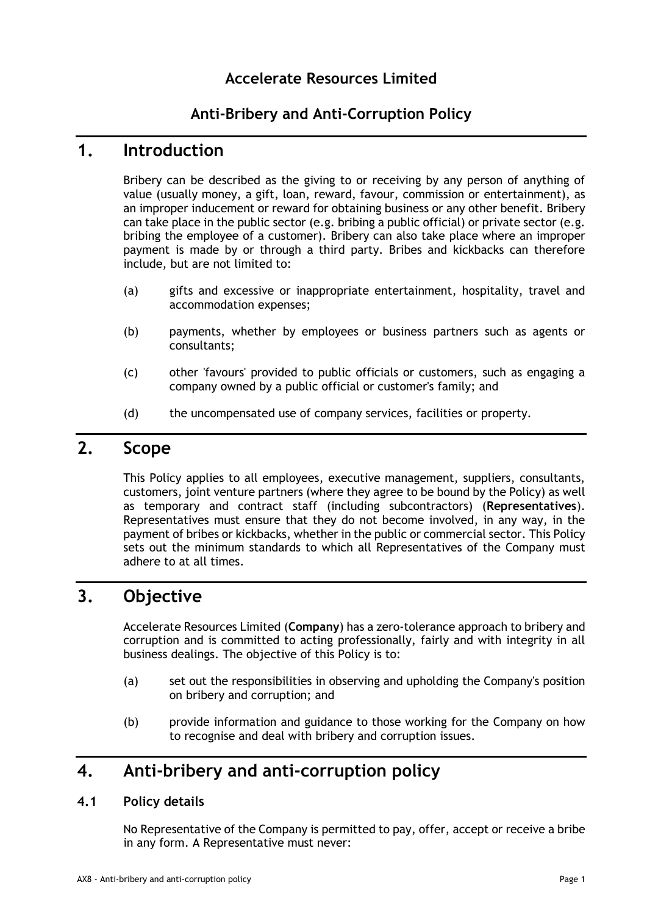# Accelerate Resources Limited

# Anti-Bribery and Anti-Corruption Policy

## 1. Introduction

Bribery can be described as the giving to or receiving by any person of anything of value (usually money, a gift, loan, reward, favour, commission or entertainment), as an improper inducement or reward for obtaining business or any other benefit. Bribery can take place in the public sector (e.g. bribing a public official) or private sector (e.g. bribing the employee of a customer). Bribery can also take place where an improper payment is made by or through a third party. Bribes and kickbacks can therefore include, but are not limited to:

(a) gifts and excessive or inappropriate entertainment, hospitality, travel and accommodation expenses;

(b) payments, whether by employees or business partners such as agents or consultants;

(c) other 'favours' provided to public officials or customers, such as engaging a company owned by a public official or customer's family; and

(d) the uncompensated use of company services, facilities or property.

## 2. Scope

This Policy applies to all employees, executive management, suppliers, consultants, customers, joint venture partners (where they agree to be bound by the Policy) as well as temporary and contract staff (including subcontractors) (**Representatives**). Representatives must ensure that they do not become involved, in any way, in the payment of bribes or kickbacks, whether in the public or commercial sector. This Policy sets out the minimum standards to which all Representatives of the Company must adhere to at all times.

## 3. Objective

Accelerate Resources Limited (**Company**) has a zero-tolerance approach to bribery and corruption and is committed to acting professionally, fairly and with integrity in all business dealings. The objective of this Policy is to:

(a) set out the responsibilities in observing and upholding the Company's position on bribery and corruption; and

(b) provide information and guidance to those working for the Company on how to recognise and deal with bribery and corruption issues.

## 4. Anti-bribery and anti-corruption policy

### 4.1 Policy details

No Representative of the Company is permitted to pay, offer, accept or receive a bribe in any form. A Representative must never: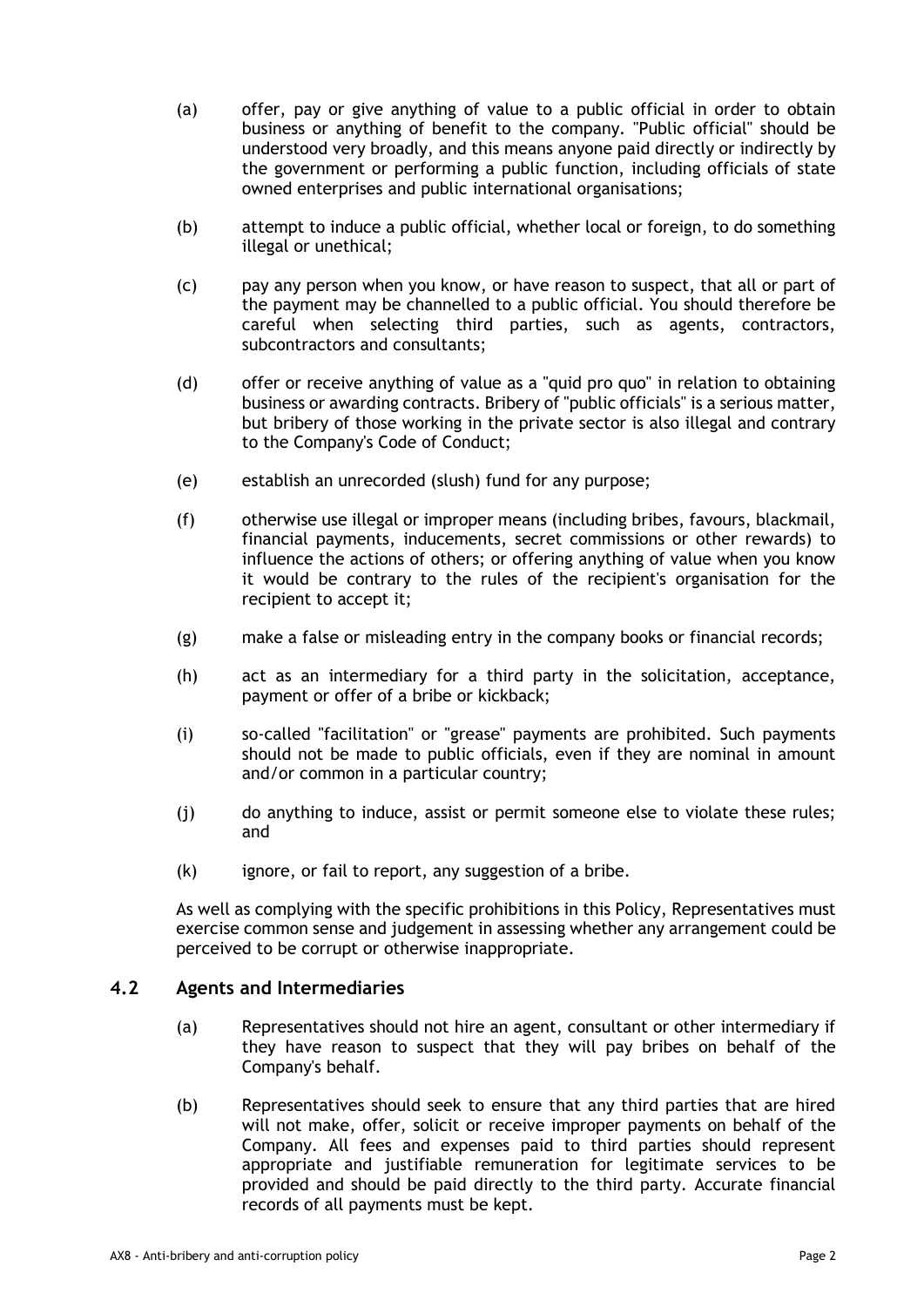(a) offer, pay or give anything of value to a public official in order to obtain business or anything of benefit to the company. "Public official" should be understood very broadly, and this means anyone paid directly or indirectly by the government or performing a public function, including officials of state owned enterprises and public international organisations;

(b) attempt to induce a public official, whether local or foreign, to do something illegal or unethical;

(c) pay any person when you know, or have reason to suspect, that all or part of the payment may be channelled to a public official. You should therefore be careful when selecting third parties, such as agents, contractors, subcontractors and consultants;

(d) offer or receive anything of value as a "quid pro quo" in relation to obtaining business or awarding contracts. Bribery of "public officials" is a serious matter, but bribery of those working in the private sector is also illegal and contrary to the Company's Code of Conduct;

(e) establish an unrecorded (slush) fund for any purpose;

(f) otherwise use illegal or improper means (including bribes, favours, blackmail, financial payments, inducements, secret commissions or other rewards) to influence the actions of others; or offering anything of value when you know it would be contrary to the rules of the recipient's organisation for the recipient to accept it;

(g) make a false or misleading entry in the company books or financial records;

(h) act as an intermediary for a third party in the solicitation, acceptance, payment or offer of a bribe or kickback;

(i) so-called "facilitation" or "grease" payments are prohibited. Such payments should not be made to public officials, even if they are nominal in amount and/or common in a particular country;

(j) do anything to induce, assist or permit someone else to violate these rules; and

(k) ignore, or fail to report, any suggestion of a bribe.

As well as complying with the specific prohibitions in this Policy, Representatives must exercise common sense and judgement in assessing whether any arrangement could be perceived to be corrupt or otherwise inappropriate.

## 4.2 Agents and Intermediaries

(a) Representatives should not hire an agent, consultant or other intermediary if they have reason to suspect that they will pay bribes on behalf of the Company's behalf.

(b) Representatives should seek to ensure that any third parties that are hired will not make, offer, solicit or receive improper payments on behalf of the Company. All fees and expenses paid to third parties should represent appropriate and justifiable remuneration for legitimate services to be provided and should be paid directly to the third party. Accurate financial records of all payments must be kept.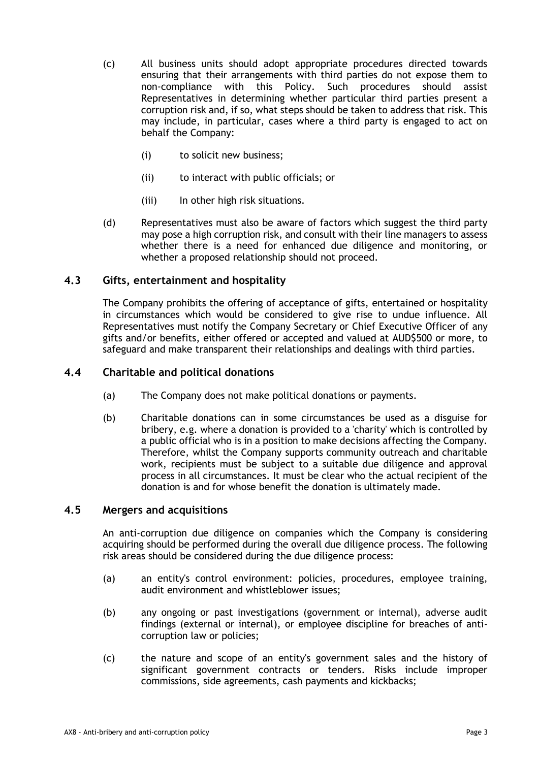(c) All business units should adopt appropriate procedures directed towards ensuring that their arrangements with third parties do not expose them to non-compliance with this Policy. Such procedures should assist Representatives in determining whether particular third parties present a corruption risk and, if so, what steps should be taken to address that risk. This may include, in particular, cases where a third party is engaged to act on behalf the Company:

  (i) to solicit new business;

  (ii) to interact with public officials; or

  (iii) In other high risk situations.

(d) Representatives must also be aware of factors which suggest the third party may pose a high corruption risk, and consult with their line managers to assess whether there is a need for enhanced due diligence and monitoring, or whether a proposed relationship should not proceed.

### 4.3 Gifts, entertainment and hospitality

The Company prohibits the offering of acceptance of gifts, entertained or hospitality in circumstances which would be considered to give rise to undue influence. All Representatives must notify the Company Secretary or Chief Executive Officer of any gifts and/or benefits, either offered or accepted and valued at AUD$500 or more, to safeguard and make transparent their relationships and dealings with third parties.

### 4.4 Charitable and political donations

(a) The Company does not make political donations or payments.

(b) Charitable donations can in some circumstances be used as a disguise for bribery, e.g. where a donation is provided to a 'charity' which is controlled by a public official who is in a position to make decisions affecting the Company. Therefore, whilst the Company supports community outreach and charitable work, recipients must be subject to a suitable due diligence and approval process in all circumstances. It must be clear who the actual recipient of the donation is and for whose benefit the donation is ultimately made.

### 4.5 Mergers and acquisitions

An anti-corruption due diligence on companies which the Company is considering acquiring should be performed during the overall due diligence process. The following risk areas should be considered during the due diligence process:

(a) an entity's control environment: policies, procedures, employee training, audit environment and whistleblower issues;

(b) any ongoing or past investigations (government or internal), adverse audit findings (external or internal), or employee discipline for breaches of anti-corruption law or policies;

(c) the nature and scope of an entity's government sales and the history of significant government contracts or tenders. Risks include improper commissions, side agreements, cash payments and kickbacks;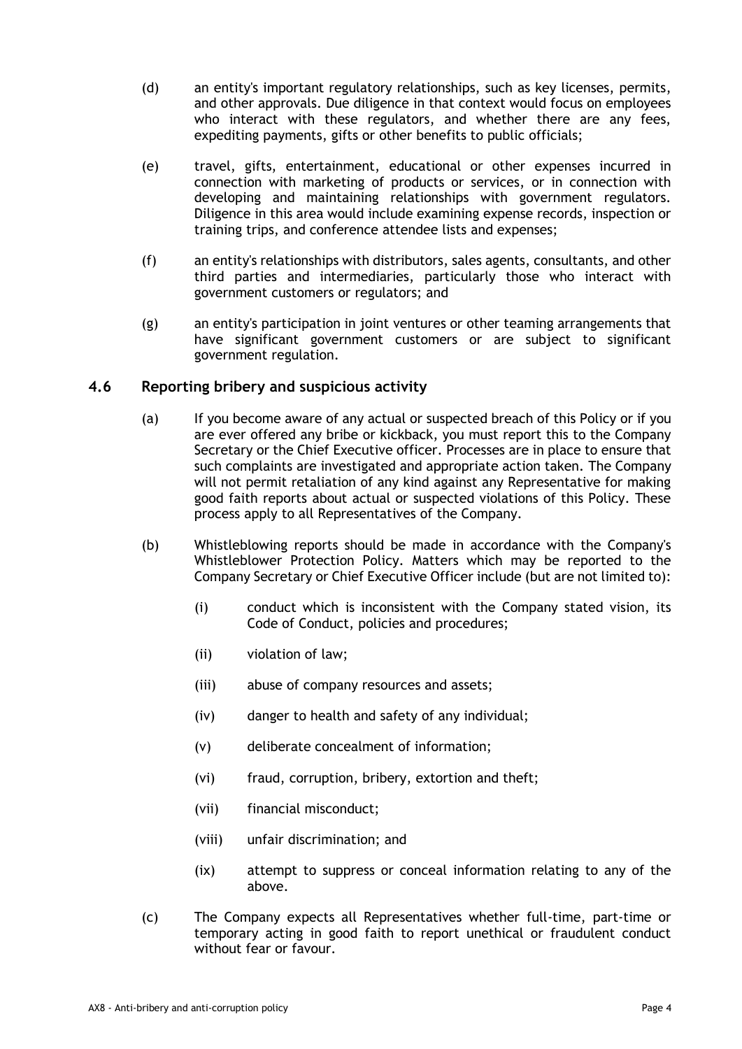(d) an entity's important regulatory relationships, such as key licenses, permits, and other approvals. Due diligence in that context would focus on employees who interact with these regulators, and whether there are any fees, expediting payments, gifts or other benefits to public officials;

(e) travel, gifts, entertainment, educational or other expenses incurred in connection with marketing of products or services, or in connection with developing and maintaining relationships with government regulators. Diligence in this area would include examining expense records, inspection or training trips, and conference attendee lists and expenses;

(f) an entity's relationships with distributors, sales agents, consultants, and other third parties and intermediaries, particularly those who interact with government customers or regulators; and

(g) an entity's participation in joint ventures or other teaming arrangements that have significant government customers or are subject to significant government regulation.

## 4.6 Reporting bribery and suspicious activity

(a) If you become aware of any actual or suspected breach of this Policy or if you are ever offered any bribe or kickback, you must report this to the Company Secretary or the Chief Executive officer. Processes are in place to ensure that such complaints are investigated and appropriate action taken. The Company will not permit retaliation of any kind against any Representative for making good faith reports about actual or suspected violations of this Policy. These process apply to all Representatives of the Company.

(b) Whistleblowing reports should be made in accordance with the Company's Whistleblower Protection Policy. Matters which may be reported to the Company Secretary or Chief Executive Officer include (but are not limited to):

  (i) conduct which is inconsistent with the Company stated vision, its Code of Conduct, policies and procedures;

  (ii) violation of law;

  (iii) abuse of company resources and assets;

  (iv) danger to health and safety of any individual;

  (v) deliberate concealment of information;

  (vi) fraud, corruption, bribery, extortion and theft;

  (vii) financial misconduct;

  (viii) unfair discrimination; and

  (ix) attempt to suppress or conceal information relating to any of the above.

(c) The Company expects all Representatives whether full-time, part-time or temporary acting in good faith to report unethical or fraudulent conduct without fear or favour.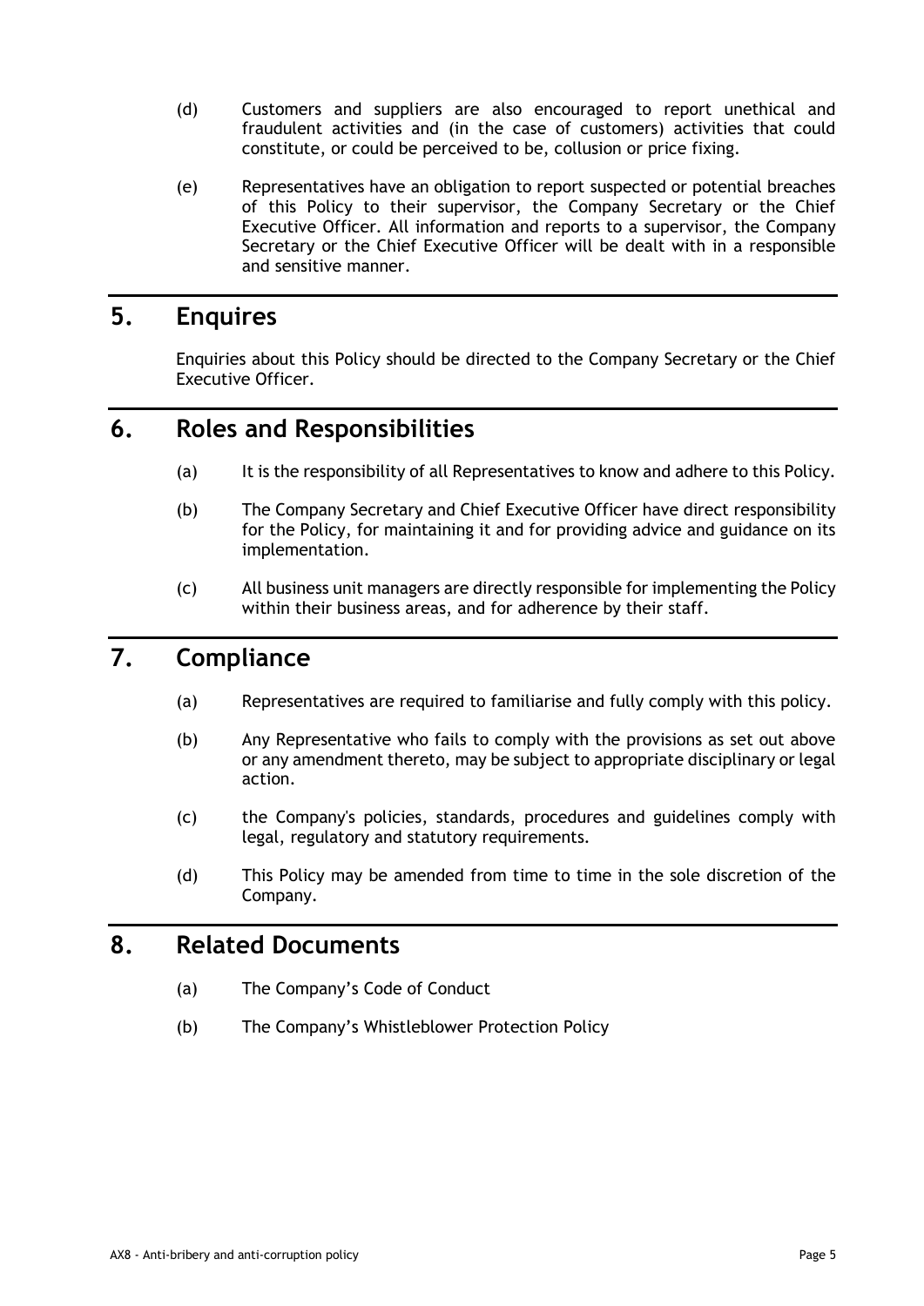(d) Customers and suppliers are also encouraged to report unethical and fraudulent activities and (in the case of customers) activities that could constitute, or could be perceived to be, collusion or price fixing.

(e) Representatives have an obligation to report suspected or potential breaches of this Policy to their supervisor, the Company Secretary or the Chief Executive Officer. All information and reports to a supervisor, the Company Secretary or the Chief Executive Officer will be dealt with in a responsible and sensitive manner.

## 5. Enquires

Enquiries about this Policy should be directed to the Company Secretary or the Chief Executive Officer.

## 6. Roles and Responsibilities

(a) It is the responsibility of all Representatives to know and adhere to this Policy.

(b) The Company Secretary and Chief Executive Officer have direct responsibility for the Policy, for maintaining it and for providing advice and guidance on its implementation.

(c) All business unit managers are directly responsible for implementing the Policy within their business areas, and for adherence by their staff.

## 7. Compliance

(a) Representatives are required to familiarise and fully comply with this policy.

(b) Any Representative who fails to comply with the provisions as set out above or any amendment thereto, may be subject to appropriate disciplinary or legal action.

(c) the Company's policies, standards, procedures and guidelines comply with legal, regulatory and statutory requirements.

(d) This Policy may be amended from time to time in the sole discretion of the Company.

## 8. Related Documents

(a) The Company's Code of Conduct

(b) The Company's Whistleblower Protection Policy